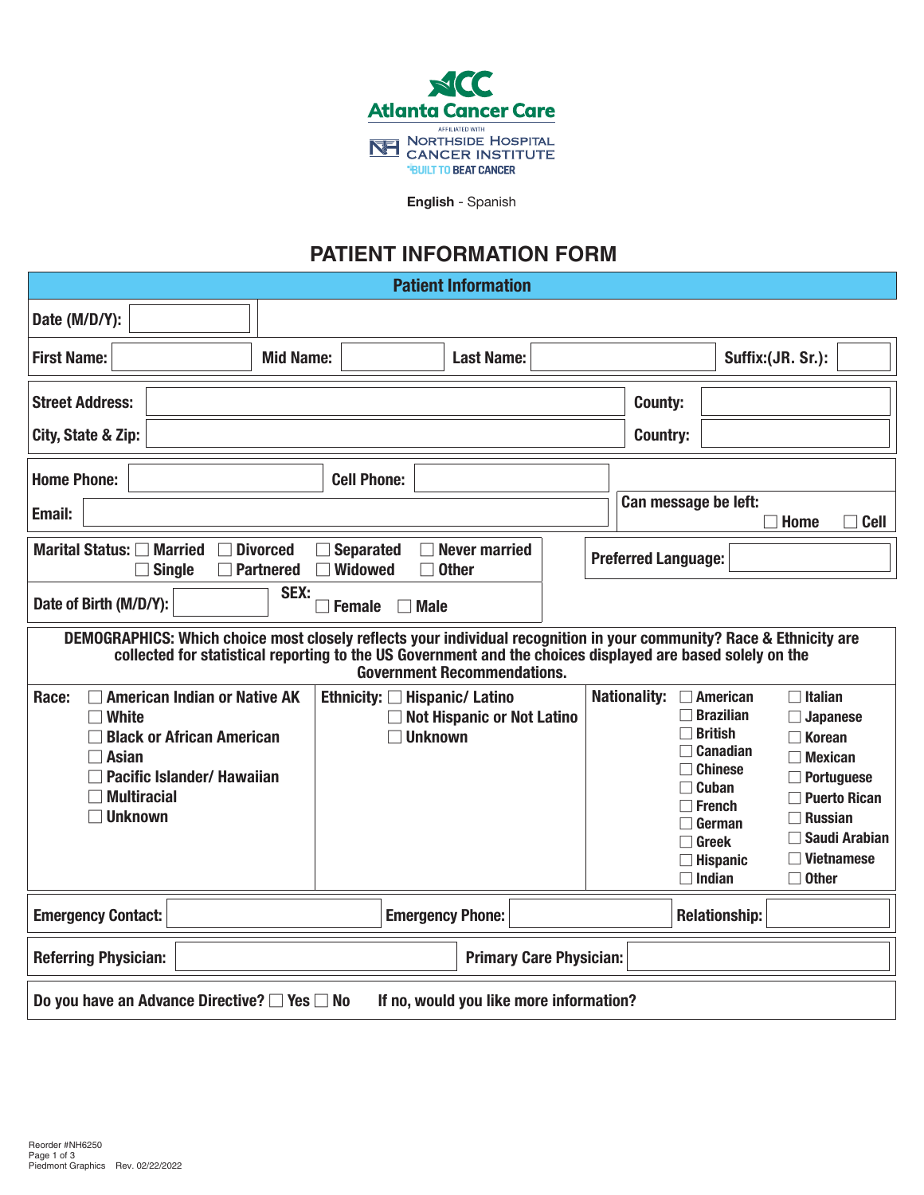Atlanta Cancer Care

AFFILIATED WITH

NORTHSIDE HOSPITAL CANCER INSTITUTE

*BUILT TO BEAT CANCER

**English** - Spanish

# PATIENT INFORMATION FORM

## Patient Information

**Date (M/D/Y):** ______

**First Name:** ______ **Mid Name:** ______ **Last Name:** ______ **Suffix:(JR. Sr.):** ______

**Street Address:** ______ **County:** ______

**City, State & Zip:** ______ **Country:** ______

**Home Phone:** ______ **Cell Phone:** ______

**Email:** ______

**Can message be left:** ☐ Home ☐ Cell

**Marital Status:** ☐ Married ☐ Divorced ☐ Separated ☐ Never married ☐ Single ☐ Partnered ☐ Widowed ☐ Other

**Preferred Language:** ______

**Date of Birth (M/D/Y):** ______ **SEX:** ☐ Female ☐ Male

**DEMOGRAPHICS: Which choice most closely reflects your individual recognition in your community? Race & Ethnicity are collected for statistical reporting to the US Government and the choices displayed are based solely on the Government Recommendations.**

**Race:**
- ☐ American Indian or Native AK
- ☐ White
- ☐ Black or African American
- ☐ Asian
- ☐ Pacific Islander/ Hawaiian
- ☐ Multiracial
- ☐ Unknown

**Ethnicity:**
- ☐ Hispanic/ Latino
- ☐ Not Hispanic or Not Latino
- ☐ Unknown

**Nationality:**
- ☐ American
- ☐ Brazilian
- ☐ British
- ☐ Canadian
- ☐ Chinese
- ☐ Cuban
- ☐ French
- ☐ German
- ☐ Greek
- ☐ Hispanic
- ☐ Indian
- ☐ Italian
- ☐ Japanese
- ☐ Korean
- ☐ Mexican
- ☐ Portuguese
- ☐ Puerto Rican
- ☐ Russian
- ☐ Saudi Arabian
- ☐ Vietnamese
- ☐ Other

**Emergency Contact:** ______ **Emergency Phone:** ______ **Relationship:** ______

**Referring Physician:** ______ **Primary Care Physician:** ______

**Do you have an Advance Directive?** ☐ Yes ☐ No **If no, would you like more information?**

Reorder #NH6250

Piedmont Graphics Rev. 02/22/2022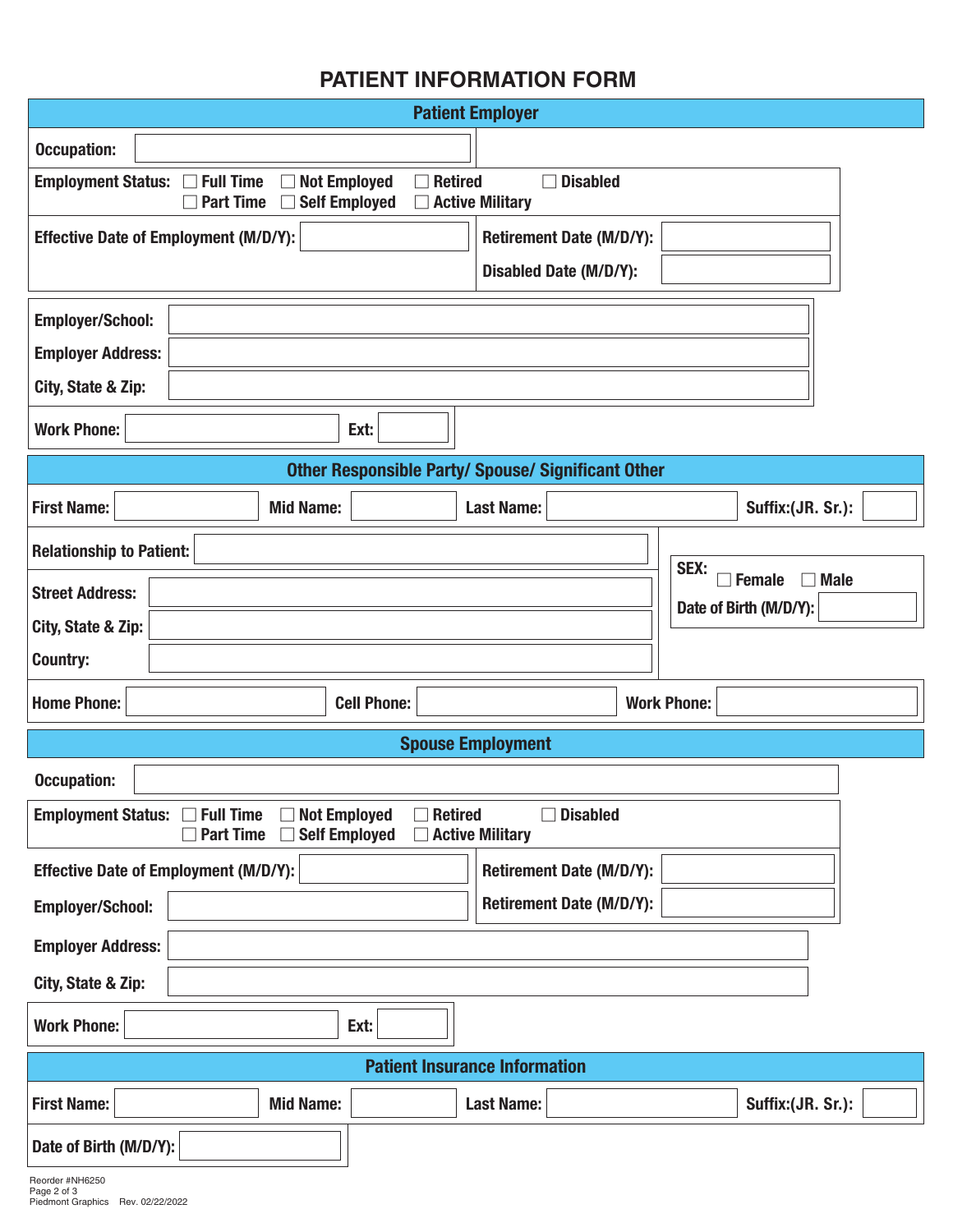# PATIENT INFORMATION FORM

## Patient Employer

**Occupation:** ____________________

**Employment Status:** ☐ Full Time ☐ Not Employed ☐ Retired ☐ Disabled
☐ Part Time ☐ Self Employed ☐ Active Military

**Effective Date of Employment (M/D/Y):** ____________________

**Retirement Date (M/D/Y):** ____________________

**Disabled Date (M/D/Y):** ____________________

**Employer/School:** ____________________

**Employer Address:** ____________________

**City, State & Zip:** ____________________

**Work Phone:** ____________________ **Ext:** ________

## Other Responsible Party/ Spouse/ Significant Other

**First Name:** ____________ **Mid Name:** ____________ **Last Name:** ____________ **Suffix:(JR. Sr.):** ________

**Relationship to Patient:** ____________________

**SEX:** ☐ Female ☐ Male

**Date of Birth (M/D/Y):** ____________________

**Street Address:** ____________________

**City, State & Zip:** ____________________

**Country:** ____________________

**Home Phone:** ____________ **Cell Phone:** ____________ **Work Phone:** ____________

## Spouse Employment

**Occupation:** ____________________

**Employment Status:** ☐ Full Time ☐ Not Employed ☐ Retired ☐ Disabled
☐ Part Time ☐ Self Employed ☐ Active Military

**Effective Date of Employment (M/D/Y):** ____________________

**Retirement Date (M/D/Y):** ____________________

**Employer/School:** ____________________

**Retirement Date (M/D/Y):** ____________________

**Employer Address:** ____________________

**City, State & Zip:** ____________________

**Work Phone:** ____________________ **Ext:** ________

## Patient Insurance Information

**First Name:** ____________ **Mid Name:** ____________ **Last Name:** ____________ **Suffix:(JR. Sr.):** ________

**Date of Birth (M/D/Y):** ____________________

Reorder #NH6250
Piedmont Graphics Rev. 02/22/2022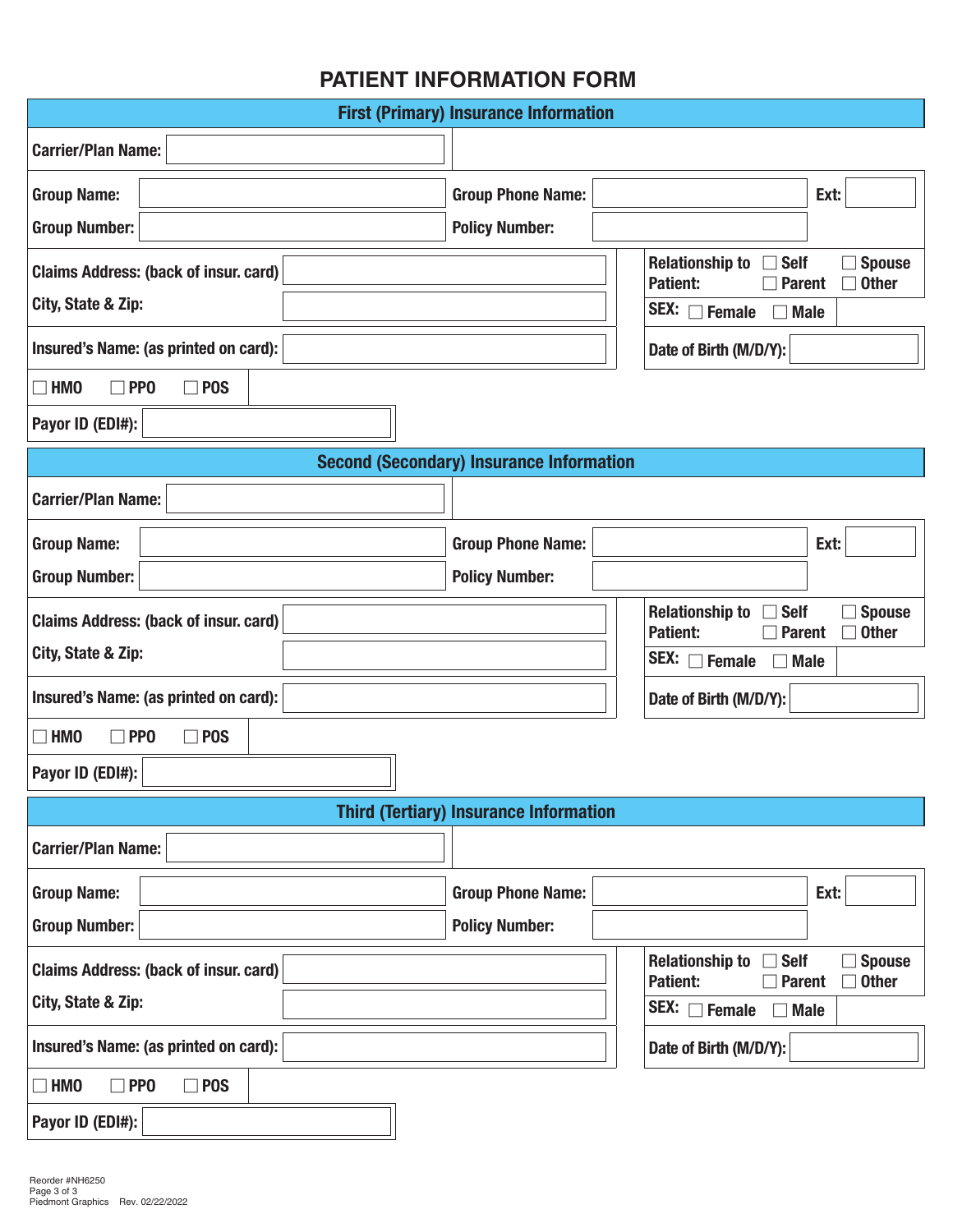# PATIENT INFORMATION FORM

## First (Primary) Insurance Information

**Carrier/Plan Name:** 

**Group Name:** 

**Group Phone Name:**  **Ext:** 

**Group Number:** 

**Policy Number:** 

**Claims Address: (back of insur. card)** 

**City, State & Zip:** 

**Relationship to Patient:** ☐ Self ☐ Spouse ☐ Parent ☐ Other

**SEX:** ☐ Female ☐ Male

**Insured's Name: (as printed on card):** 

**Date of Birth (M/D/Y):** 

☐ HMO ☐ PPO ☐ POS

**Payor ID (EDI#):** 

## Second (Secondary) Insurance Information

**Carrier/Plan Name:** 

**Group Name:** 

**Group Phone Name:**  **Ext:** 

**Group Number:** 

**Policy Number:** 

**Claims Address: (back of insur. card)** 

**City, State & Zip:** 

**Relationship to Patient:** ☐ Self ☐ Spouse ☐ Parent ☐ Other

**SEX:** ☐ Female ☐ Male

**Insured's Name: (as printed on card):** 

**Date of Birth (M/D/Y):** 

☐ HMO ☐ PPO ☐ POS

**Payor ID (EDI#):** 

## Third (Tertiary) Insurance Information

**Carrier/Plan Name:** 

**Group Name:** 

**Group Phone Name:**  **Ext:** 

**Group Number:** 

**Policy Number:** 

**Claims Address: (back of insur. card)** 

**City, State & Zip:** 

**Relationship to Patient:** ☐ Self ☐ Spouse ☐ Parent ☐ Other

**SEX:** ☐ Female ☐ Male

**Insured's Name: (as printed on card):** 

**Date of Birth (M/D/Y):** 

☐ HMO ☐ PPO ☐ POS

**Payor ID (EDI#):** 

Reorder #NH6250
Piedmont Graphics Rev. 02/22/2022